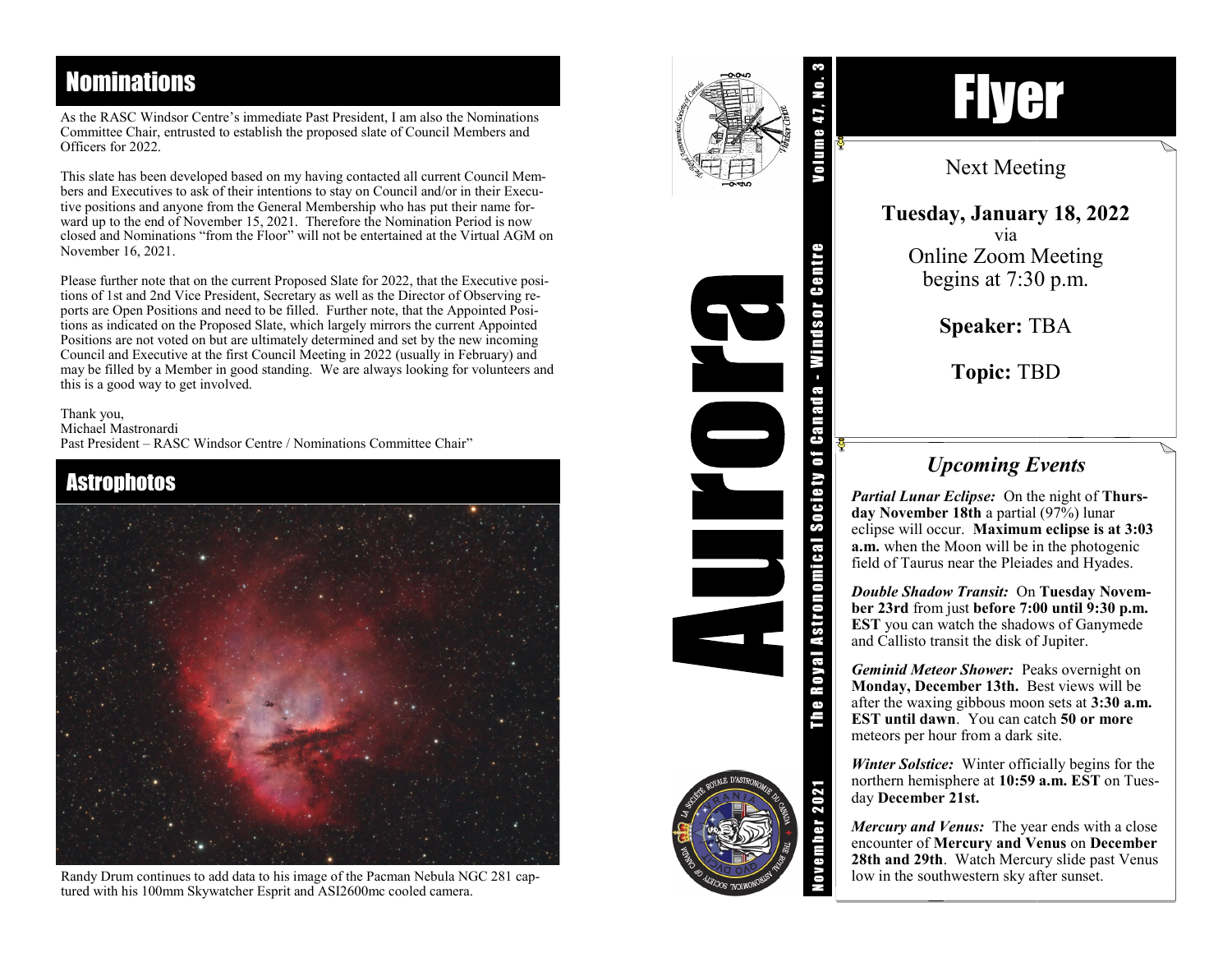## Nominations

As the RASC Windsor Centre's immediate Past President, I am also the Nominations Committee Chair, entrusted to establish the proposed slate of Council Members and Officers for 2022.

This slate has been developed based on my having contacted all current Council Members and Executives to ask of their intentions to stay on Council and/or in their Executive positions and anyone from the General Membership who has put their name forward up to the end of November 15, 2021. Therefore the Nomination Period is now closed and Nominations "from the Floor" will not be entertained at the Virtual AGM on November 16, 2021.

Please further note that on the current Proposed Slate for 2022, that the Executive positions of 1st and 2nd Vice President, Secretary as well as the Director of Observing reports are Open Positions and need to be filled. Further note, that the Appointed Positions as indicated on the Proposed Slate, which largely mirrors the current Appointed Positions are not voted on but are ultimately determined and set by the new incoming Council and Executive at the first Council Meeting in 2022 (usually in February) and may be filled by a Member in good standing. We are always looking for volunteers and this is a good way to get involved.

Thank you,
Michael Mastronardi
Past President – RASC Windsor Centre / Nominations Committee Chair"

## Astrophotos

Randy Drum continues to add data to his image of the Pacman Nebula NGC 281 captured with his 100mm Skywatcher Esprit and ASI2600mc cooled camera.

# Aurora

The Royal Astronomical Society of Canada - Windsor Centre

November 2021 Volume 47, No. 3

# Flyer

Next Meeting

**Tuesday, January 18, 2022**
via
Online Zoom Meeting
begins at 7:30 p.m.

**Speaker:** TBA

**Topic:** TBD

### *Upcoming Events*

***Partial Lunar Eclipse:*** On the night of **Thursday November 18th** a partial (97%) lunar eclipse will occur. **Maximum eclipse is at 3:03 a.m.** when the Moon will be in the photogenic field of Taurus near the Pleiades and Hyades.

***Double Shadow Transit:*** On **Tuesday November 23rd** from just **before 7:00 until 9:30 p.m. EST** you can watch the shadows of Ganymede and Callisto transit the disk of Jupiter.

***Geminid Meteor Shower:*** Peaks overnight on **Monday, December 13th.** Best views will be after the waxing gibbous moon sets at **3:30 a.m. EST until dawn**. You can catch **50 or more** meteors per hour from a dark site.

***Winter Solstice:*** Winter officially begins for the northern hemisphere at **10:59 a.m. EST** on Tuesday **December 21st.**

***Mercury and Venus:*** The year ends with a close encounter of **Mercury and Venus** on **December 28th and 29th**. Watch Mercury slide past Venus low in the southwestern sky after sunset.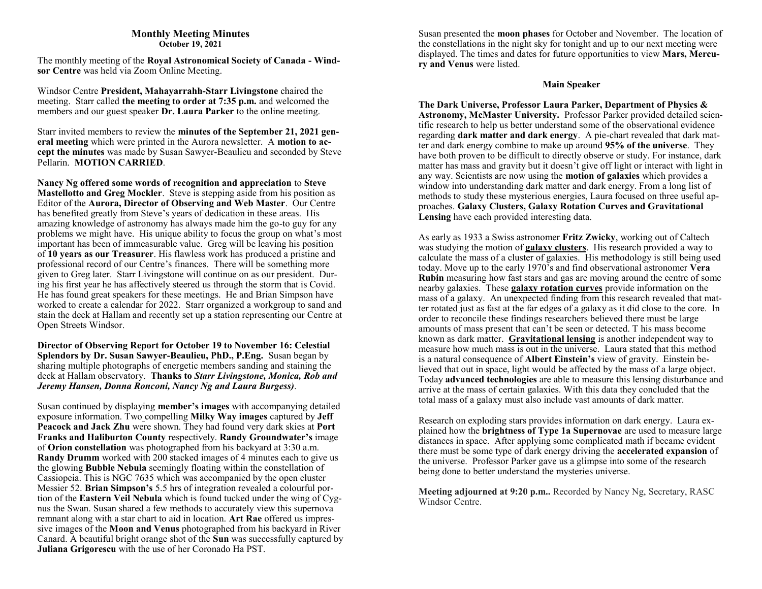## Monthly Meeting Minutes

**October 19, 2021**

The monthly meeting of the **Royal Astronomical Society of Canada - Windsor Centre** was held via Zoom Online Meeting.

Windsor Centre **President, Mahayarrahh-Starr Livingstone** chaired the meeting. Starr called **the meeting to order at 7:35 p.m.** and welcomed the members and our guest speaker **Dr. Laura Parker** to the online meeting.

Starr invited members to review the **minutes of the September 21, 2021 general meeting** which were printed in the Aurora newsletter. A **motion to accept the minutes** was made by Susan Sawyer-Beaulieu and seconded by Steve Pellarin. **MOTION CARRIED**.

**Nancy Ng offered some words of recognition and appreciation** to **Steve Mastellotto and Greg Mockler**. Steve is stepping aside from his position as Editor of the **Aurora, Director of Observing and Web Master**. Our Centre has benefited greatly from Steve's years of dedication in these areas. His amazing knowledge of astronomy has always made him the go-to guy for any problems we might have. His unique ability to focus the group on what's most important has been of immeasurable value. Greg will be leaving his position of **10 years as our Treasurer**. His flawless work has produced a pristine and professional record of our Centre's finances. There will be something more given to Greg later. Starr Livingstone will continue on as our president. During his first year he has affectively steered us through the storm that is Covid. He has found great speakers for these meetings. He and Brian Simpson have worked to create a calendar for 2022. Starr organized a workgroup to sand and stain the deck at Hallam and recently set up a station representing our Centre at Open Streets Windsor.

**Director of Observing Report for October 19 to November 16: Celestial Splendors by Dr. Susan Sawyer-Beaulieu, PhD., P.Eng.** Susan began by sharing multiple photographs of energetic members sanding and staining the deck at Hallam observatory. **Thanks to** ***Starr Livingstone, Monica, Rob and Jeremy Hansen, Donna Ronconi, Nancy Ng and Laura Burgess)***.

Susan continued by displaying **member's images** with accompanying detailed exposure information. Two compelling **Milky Way images** captured by **Jeff Peacock and Jack Zhu** were shown. They had found very dark skies at **Port Franks and Haliburton County** respectively. **Randy Groundwater's** image of **Orion constellation** was photographed from his backyard at 3:30 a.m. **Randy Drumm** worked with 200 stacked images of 4 minutes each to give us the glowing **Bubble Nebula** seemingly floating within the constellation of Cassiopeia. This is NGC 7635 which was accompanied by the open cluster Messier 52. **Brian Simpson's** 5.5 hrs of integration revealed a colourful portion of the **Eastern Veil Nebula** which is found tucked under the wing of Cygnus the Swan. Susan shared a few methods to accurately view this supernova remnant along with a star chart to aid in location. **Art Rae** offered us impressive images of the **Moon and Venus** photographed from his backyard in River Canard. A beautiful bright orange shot of the **Sun** was successfully captured by **Juliana Grigorescu** with the use of her Coronado Ha PST.

Susan presented the **moon phases** for October and November. The location of the constellations in the night sky for tonight and up to our next meeting were displayed. The times and dates for future opportunities to view **Mars, Mercury and Venus** were listed.

### Main Speaker

**The Dark Universe, Professor Laura Parker, Department of Physics & Astronomy, McMaster University.** Professor Parker provided detailed scientific research to help us better understand some of the observational evidence regarding **dark matter and dark energy**. A pie-chart revealed that dark matter and dark energy combine to make up around **95% of the universe**. They have both proven to be difficult to directly observe or study. For instance, dark matter has mass and gravity but it doesn't give off light or interact with light in any way. Scientists are now using the **motion of galaxies** which provides a window into understanding dark matter and dark energy. From a long list of methods to study these mysterious energies, Laura focused on three useful approaches. **Galaxy Clusters, Galaxy Rotation Curves and Gravitational Lensing** have each provided interesting data.

As early as 1933 a Swiss astronomer **Fritz Zwicky**, working out of Caltech was studying the motion of **galaxy clusters**. His research provided a way to calculate the mass of a cluster of galaxies. His methodology is still being used today. Move up to the early 1970's and find observational astronomer **Vera Rubin** measuring how fast stars and gas are moving around the centre of some nearby galaxies. These **galaxy rotation curves** provide information on the mass of a galaxy. An unexpected finding from this research revealed that matter rotated just as fast at the far edges of a galaxy as it did close to the core. In order to reconcile these findings researchers believed there must be large amounts of mass present that can't be seen or detected. T his mass become known as dark matter. **Gravitational lensing** is another independent way to measure how much mass is out in the universe. Laura stated that this method is a natural consequence of **Albert Einstein's** view of gravity. Einstein believed that out in space, light would be affected by the mass of a large object. Today **advanced technologies** are able to measure this lensing disturbance and arrive at the mass of certain galaxies. With this data they concluded that the total mass of a galaxy must also include vast amounts of dark matter.

Research on exploding stars provides information on dark energy. Laura explained how the **brightness of Type 1a Supernovae** are used to measure large distances in space. After applying some complicated math if became evident there must be some type of dark energy driving the **accelerated expansion** of the universe. Professor Parker gave us a glimpse into some of the research being done to better understand the mysteries universe.

**Meeting adjourned at 9:20 p.m..** Recorded by Nancy Ng, Secretary, RASC Windsor Centre.